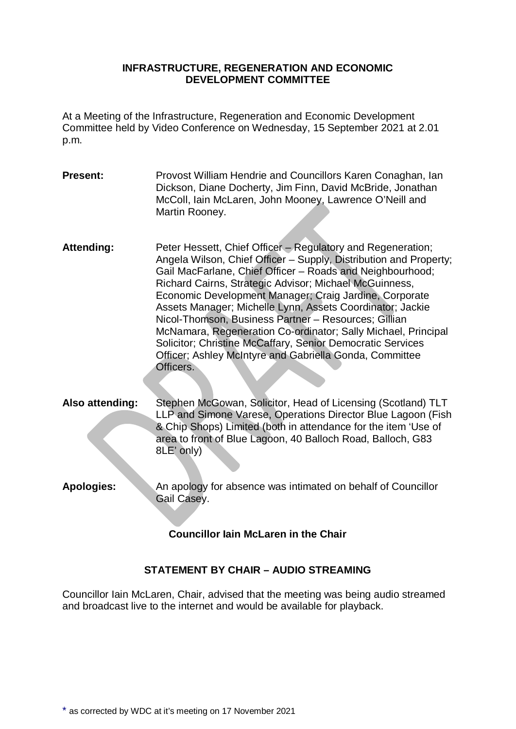# INFRASTRUCTURE, REGENERATION AND ECONOMIC DEVELOPMENT COMMITTEE

At a Meeting of the Infrastructure, Regeneration and Economic Development Committee held by Video Conference on Wednesday, 15 September 2021 at 2.01 p.m.

**Present:** Provost William Hendrie and Councillors Karen Conaghan, Ian Dickson, Diane Docherty, Jim Finn, David McBride, Jonathan McColl, Iain McLaren, John Mooney, Lawrence O'Neill and Martin Rooney.

**Attending:** Peter Hessett, Chief Officer – Regulatory and Regeneration; Angela Wilson, Chief Officer – Supply, Distribution and Property; Gail MacFarlane, Chief Officer – Roads and Neighbourhood; Richard Cairns, Strategic Advisor; Michael McGuinness, Economic Development Manager; Craig Jardine, Corporate Assets Manager; Michelle Lynn, Assets Coordinator; Jackie Nicol-Thomson, Business Partner – Resources; Gillian McNamara, Regeneration Co-ordinator; Sally Michael, Principal Solicitor; Christine McCaffary, Senior Democratic Services Officer; Ashley McIntyre and Gabriella Gonda, Committee Officers.

**Also attending:** Stephen McGowan, Solicitor, Head of Licensing (Scotland) TLT LLP and Simone Varese, Operations Director Blue Lagoon (Fish & Chip Shops) Limited (both in attendance for the item 'Use of area to front of Blue Lagoon, 40 Balloch Road, Balloch, G83 8LE' only)

**Apologies:** An apology for absence was intimated on behalf of Councillor Gail Casey.

**Councillor Iain McLaren in the Chair**

## STATEMENT BY CHAIR – AUDIO STREAMING

Councillor Iain McLaren, Chair, advised that the meeting was being audio streamed and broadcast live to the internet and would be available for playback.

* as corrected by WDC at it's meeting on 17 November 2021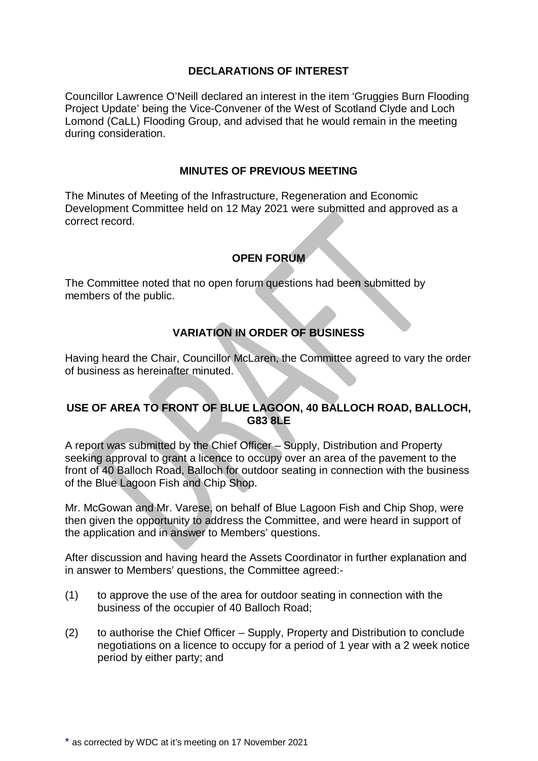## DECLARATIONS OF INTEREST

Councillor Lawrence O'Neill declared an interest in the item 'Gruggies Burn Flooding Project Update' being the Vice-Convener of the West of Scotland Clyde and Loch Lomond (CaLL) Flooding Group, and advised that he would remain in the meeting during consideration.

## MINUTES OF PREVIOUS MEETING

The Minutes of Meeting of the Infrastructure, Regeneration and Economic Development Committee held on 12 May 2021 were submitted and approved as a correct record.

## OPEN FORUM

The Committee noted that no open forum questions had been submitted by members of the public.

## VARIATION IN ORDER OF BUSINESS

Having heard the Chair, Councillor McLaren, the Committee agreed to vary the order of business as hereinafter minuted.

## USE OF AREA TO FRONT OF BLUE LAGOON, 40 BALLOCH ROAD, BALLOCH, G83 8LE

A report was submitted by the Chief Officer – Supply, Distribution and Property seeking approval to grant a licence to occupy over an area of the pavement to the front of 40 Balloch Road, Balloch for outdoor seating in connection with the business of the Blue Lagoon Fish and Chip Shop.

Mr. McGowan and Mr. Varese, on behalf of Blue Lagoon Fish and Chip Shop, were then given the opportunity to address the Committee, and were heard in support of the application and in answer to Members' questions.

After discussion and having heard the Assets Coordinator in further explanation and in answer to Members' questions, the Committee agreed:-

(1) to approve the use of the area for outdoor seating in connection with the business of the occupier of 40 Balloch Road;

(2) to authorise the Chief Officer – Supply, Property and Distribution to conclude negotiations on a licence to occupy for a period of 1 year with a 2 week notice period by either party; and

\* as corrected by WDC at it's meeting on 17 November 2021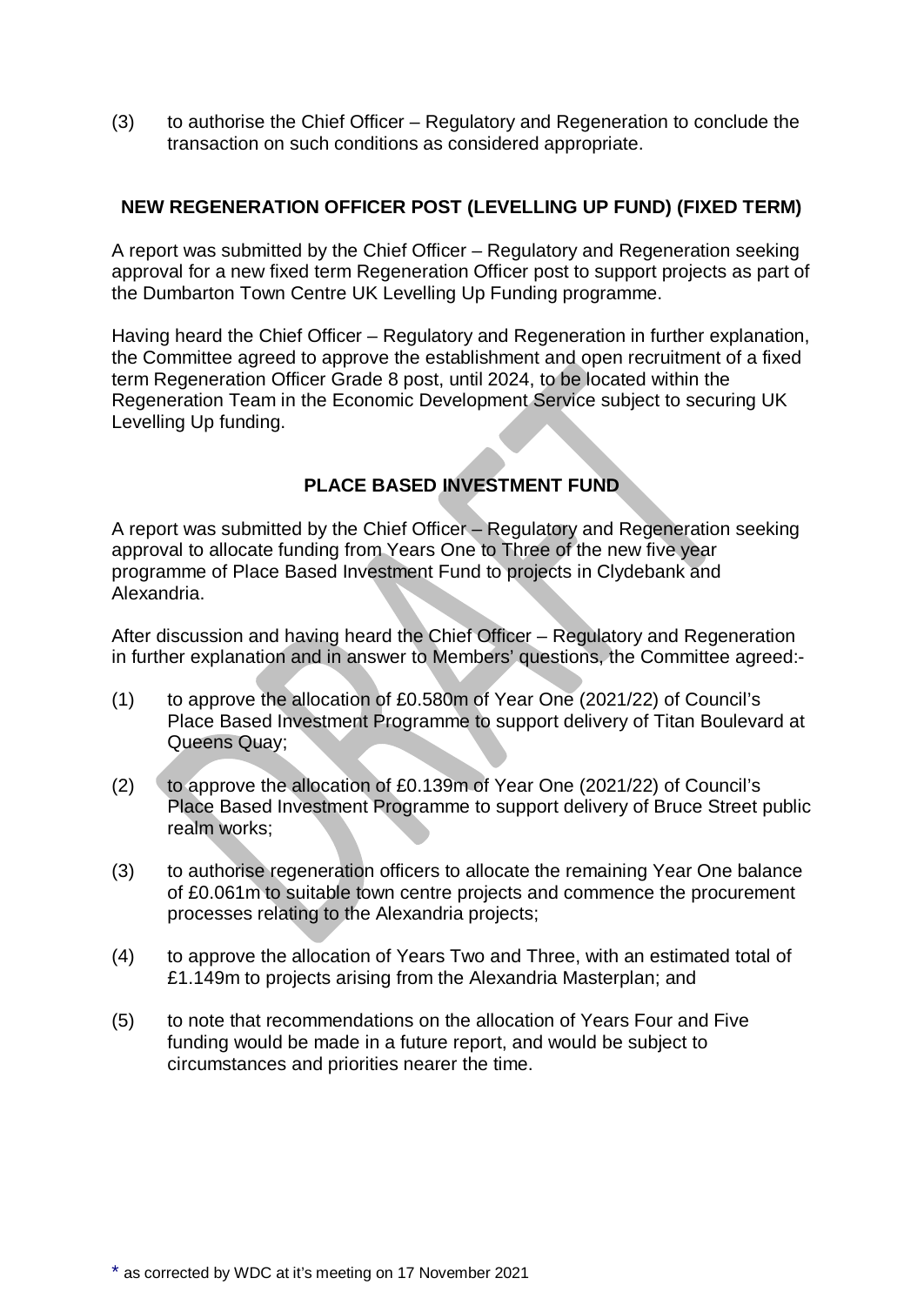(3) to authorise the Chief Officer – Regulatory and Regeneration to conclude the transaction on such conditions as considered appropriate.

## NEW REGENERATION OFFICER POST (LEVELLING UP FUND) (FIXED TERM)

A report was submitted by the Chief Officer – Regulatory and Regeneration seeking approval for a new fixed term Regeneration Officer post to support projects as part of the Dumbarton Town Centre UK Levelling Up Funding programme.

Having heard the Chief Officer – Regulatory and Regeneration in further explanation, the Committee agreed to approve the establishment and open recruitment of a fixed term Regeneration Officer Grade 8 post, until 2024, to be located within the Regeneration Team in the Economic Development Service subject to securing UK Levelling Up funding.

## PLACE BASED INVESTMENT FUND

A report was submitted by the Chief Officer – Regulatory and Regeneration seeking approval to allocate funding from Years One to Three of the new five year programme of Place Based Investment Fund to projects in Clydebank and Alexandria.

After discussion and having heard the Chief Officer – Regulatory and Regeneration in further explanation and in answer to Members' questions, the Committee agreed:-

(1) to approve the allocation of £0.580m of Year One (2021/22) of Council's Place Based Investment Programme to support delivery of Titan Boulevard at Queens Quay;

(2) to approve the allocation of £0.139m of Year One (2021/22) of Council's Place Based Investment Programme to support delivery of Bruce Street public realm works;

(3) to authorise regeneration officers to allocate the remaining Year One balance of £0.061m to suitable town centre projects and commence the procurement processes relating to the Alexandria projects;

(4) to approve the allocation of Years Two and Three, with an estimated total of £1.149m to projects arising from the Alexandria Masterplan; and

(5) to note that recommendations on the allocation of Years Four and Five funding would be made in a future report, and would be subject to circumstances and priorities nearer the time.

* as corrected by WDC at it's meeting on 17 November 2021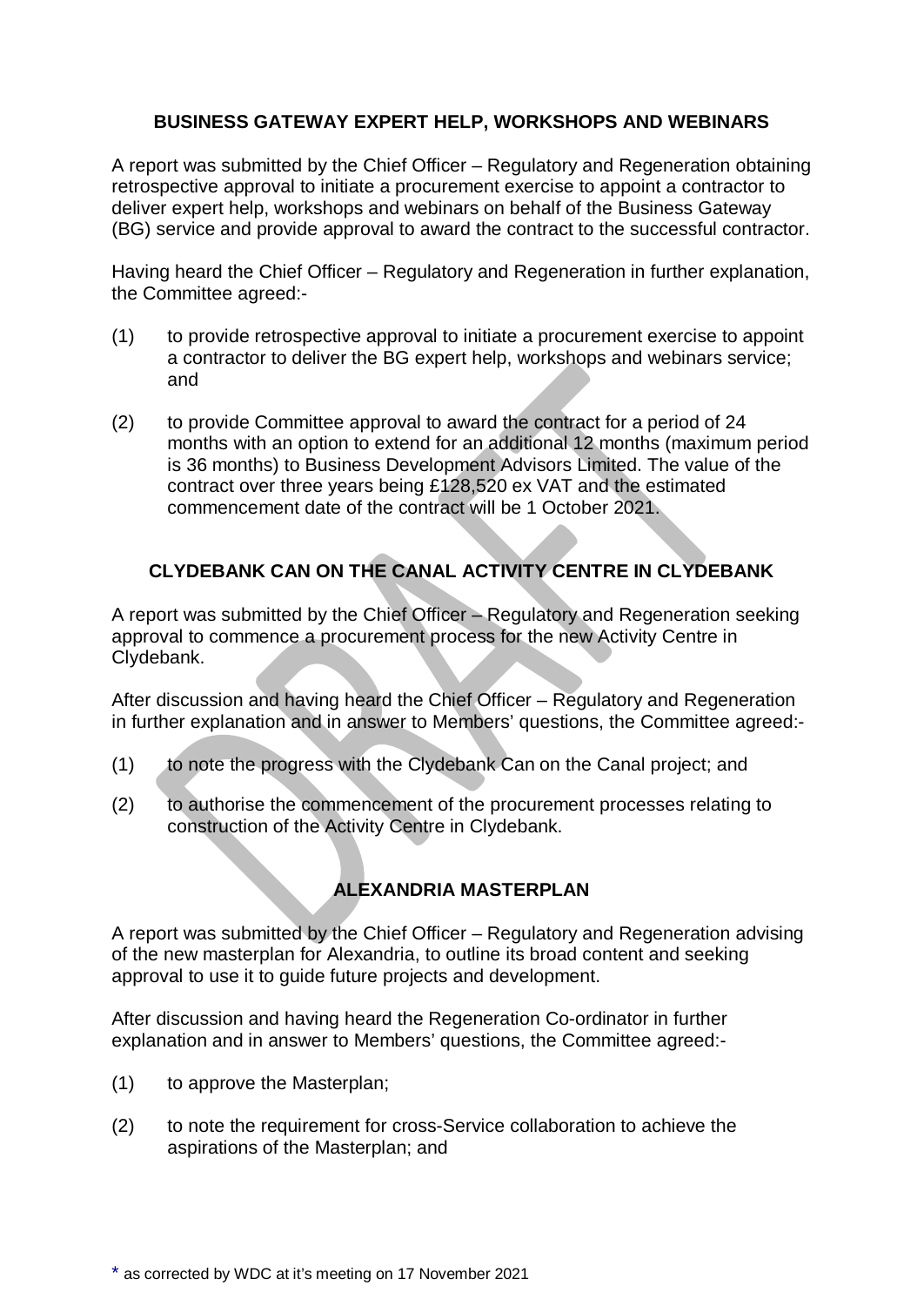## BUSINESS GATEWAY EXPERT HELP, WORKSHOPS AND WEBINARS

A report was submitted by the Chief Officer – Regulatory and Regeneration obtaining retrospective approval to initiate a procurement exercise to appoint a contractor to deliver expert help, workshops and webinars on behalf of the Business Gateway (BG) service and provide approval to award the contract to the successful contractor.

Having heard the Chief Officer – Regulatory and Regeneration in further explanation, the Committee agreed:-

(1) to provide retrospective approval to initiate a procurement exercise to appoint a contractor to deliver the BG expert help, workshops and webinars service; and

(2) to provide Committee approval to award the contract for a period of 24 months with an option to extend for an additional 12 months (maximum period is 36 months) to Business Development Advisors Limited. The value of the contract over three years being £128,520 ex VAT and the estimated commencement date of the contract will be 1 October 2021.

## CLYDEBANK CAN ON THE CANAL ACTIVITY CENTRE IN CLYDEBANK

A report was submitted by the Chief Officer – Regulatory and Regeneration seeking approval to commence a procurement process for the new Activity Centre in Clydebank.

After discussion and having heard the Chief Officer – Regulatory and Regeneration in further explanation and in answer to Members' questions, the Committee agreed:-

(1) to note the progress with the Clydebank Can on the Canal project; and

(2) to authorise the commencement of the procurement processes relating to construction of the Activity Centre in Clydebank.

## ALEXANDRIA MASTERPLAN

A report was submitted by the Chief Officer – Regulatory and Regeneration advising of the new masterplan for Alexandria, to outline its broad content and seeking approval to use it to guide future projects and development.

After discussion and having heard the Regeneration Co-ordinator in further explanation and in answer to Members' questions, the Committee agreed:-

(1) to approve the Masterplan;

(2) to note the requirement for cross-Service collaboration to achieve the aspirations of the Masterplan; and

* as corrected by WDC at it's meeting on 17 November 2021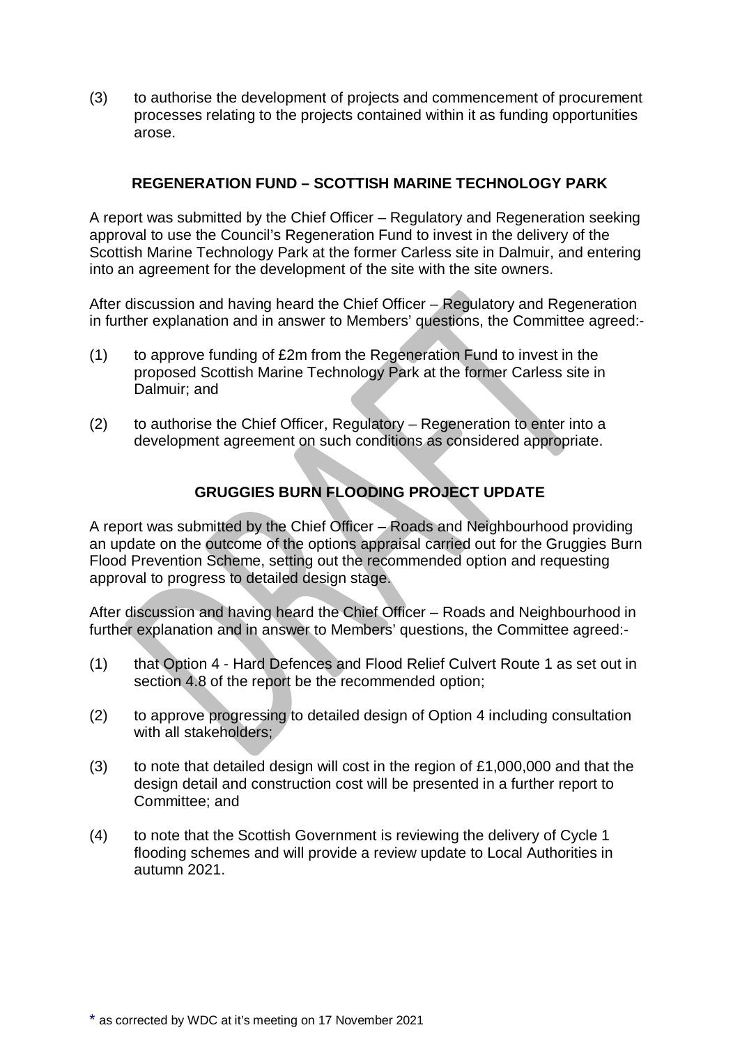(3) to authorise the development of projects and commencement of procurement processes relating to the projects contained within it as funding opportunities arose.

## REGENERATION FUND – SCOTTISH MARINE TECHNOLOGY PARK

A report was submitted by the Chief Officer – Regulatory and Regeneration seeking approval to use the Council's Regeneration Fund to invest in the delivery of the Scottish Marine Technology Park at the former Carless site in Dalmuir, and entering into an agreement for the development of the site with the site owners.

After discussion and having heard the Chief Officer – Regulatory and Regeneration in further explanation and in answer to Members' questions, the Committee agreed:-

(1) to approve funding of £2m from the Regeneration Fund to invest in the proposed Scottish Marine Technology Park at the former Carless site in Dalmuir; and

(2) to authorise the Chief Officer, Regulatory – Regeneration to enter into a development agreement on such conditions as considered appropriate.

## GRUGGIES BURN FLOODING PROJECT UPDATE

A report was submitted by the Chief Officer – Roads and Neighbourhood providing an update on the outcome of the options appraisal carried out for the Gruggies Burn Flood Prevention Scheme, setting out the recommended option and requesting approval to progress to detailed design stage.

After discussion and having heard the Chief Officer – Roads and Neighbourhood in further explanation and in answer to Members' questions, the Committee agreed:-

(1) that Option 4 - Hard Defences and Flood Relief Culvert Route 1 as set out in section 4.8 of the report be the recommended option;

(2) to approve progressing to detailed design of Option 4 including consultation with all stakeholders;

(3) to note that detailed design will cost in the region of £1,000,000 and that the design detail and construction cost will be presented in a further report to Committee; and

(4) to note that the Scottish Government is reviewing the delivery of Cycle 1 flooding schemes and will provide a review update to Local Authorities in autumn 2021.

* as corrected by WDC at it's meeting on 17 November 2021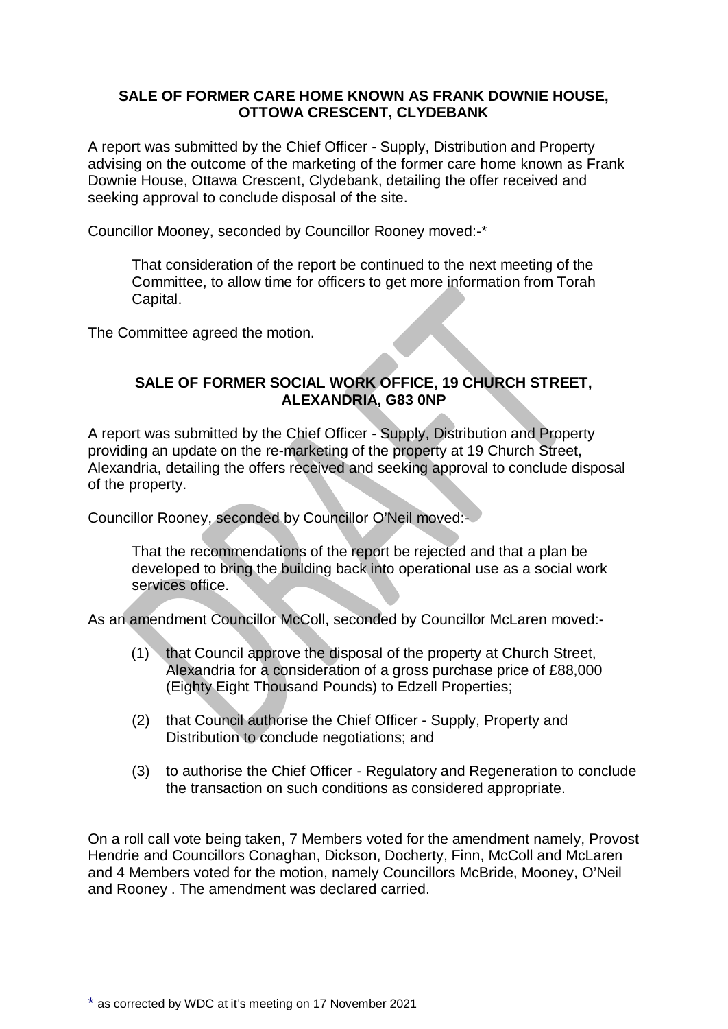**SALE OF FORMER CARE HOME KNOWN AS FRANK DOWNIE HOUSE, OTTOWA CRESCENT, CLYDEBANK**

A report was submitted by the Chief Officer - Supply, Distribution and Property advising on the outcome of the marketing of the former care home known as Frank Downie House, Ottawa Crescent, Clydebank, detailing the offer received and seeking approval to conclude disposal of the site.

Councillor Mooney, seconded by Councillor Rooney moved:-*

> That consideration of the report be continued to the next meeting of the Committee, to allow time for officers to get more information from Torah Capital.

The Committee agreed the motion.

**SALE OF FORMER SOCIAL WORK OFFICE, 19 CHURCH STREET, ALEXANDRIA, G83 0NP**

A report was submitted by the Chief Officer - Supply, Distribution and Property providing an update on the re-marketing of the property at 19 Church Street, Alexandria, detailing the offers received and seeking approval to conclude disposal of the property.

Councillor Rooney, seconded by Councillor O'Neil moved:-

> That the recommendations of the report be rejected and that a plan be developed to bring the building back into operational use as a social work services office.

As an amendment Councillor McColl, seconded by Councillor McLaren moved:-

> (1) that Council approve the disposal of the property at Church Street, Alexandria for a consideration of a gross purchase price of £88,000 (Eighty Eight Thousand Pounds) to Edzell Properties;
>
> (2) that Council authorise the Chief Officer - Supply, Property and Distribution to conclude negotiations; and
>
> (3) to authorise the Chief Officer - Regulatory and Regeneration to conclude the transaction on such conditions as considered appropriate.

On a roll call vote being taken, 7 Members voted for the amendment namely, Provost Hendrie and Councillors Conaghan, Dickson, Docherty, Finn, McColl and McLaren and 4 Members voted for the motion, namely Councillors McBride, Mooney, O'Neil and Rooney . The amendment was declared carried.

\* as corrected by WDC at it's meeting on 17 November 2021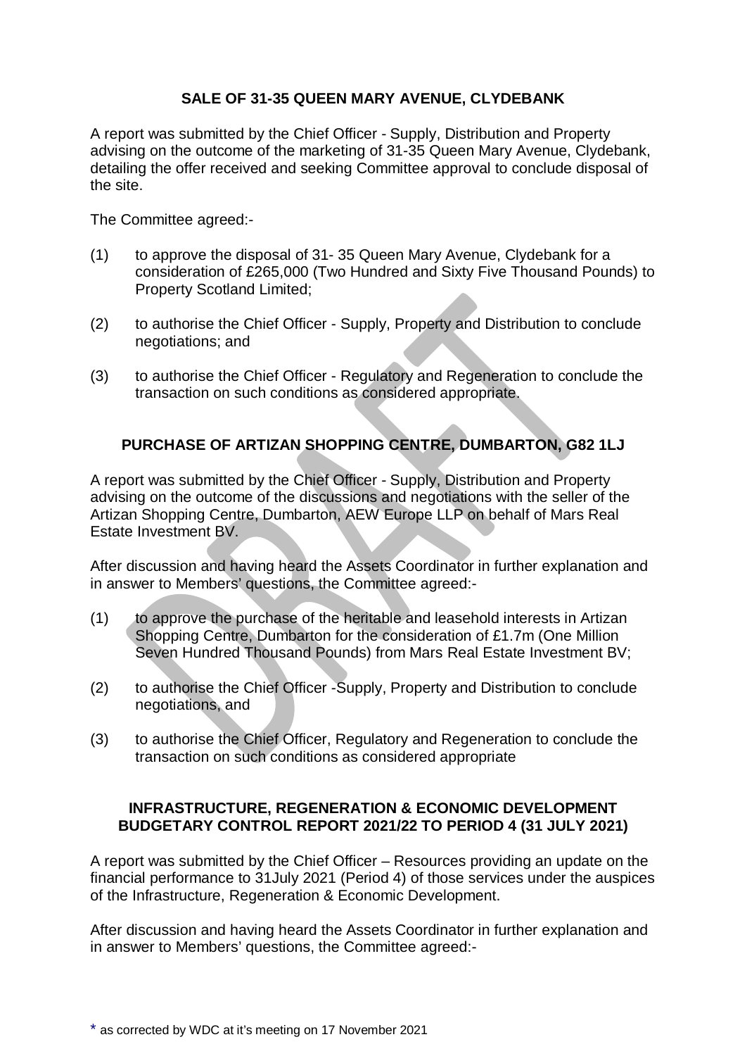## SALE OF 31-35 QUEEN MARY AVENUE, CLYDEBANK

A report was submitted by the Chief Officer - Supply, Distribution and Property advising on the outcome of the marketing of 31-35 Queen Mary Avenue, Clydebank, detailing the offer received and seeking Committee approval to conclude disposal of the site.

The Committee agreed:-

(1) to approve the disposal of 31- 35 Queen Mary Avenue, Clydebank for a consideration of £265,000 (Two Hundred and Sixty Five Thousand Pounds) to Property Scotland Limited;

(2) to authorise the Chief Officer - Supply, Property and Distribution to conclude negotiations; and

(3) to authorise the Chief Officer - Regulatory and Regeneration to conclude the transaction on such conditions as considered appropriate.

## PURCHASE OF ARTIZAN SHOPPING CENTRE, DUMBARTON, G82 1LJ

A report was submitted by the Chief Officer - Supply, Distribution and Property advising on the outcome of the discussions and negotiations with the seller of the Artizan Shopping Centre, Dumbarton, AEW Europe LLP on behalf of Mars Real Estate Investment BV.

After discussion and having heard the Assets Coordinator in further explanation and in answer to Members' questions, the Committee agreed:-

(1) to approve the purchase of the heritable and leasehold interests in Artizan Shopping Centre, Dumbarton for the consideration of £1.7m (One Million Seven Hundred Thousand Pounds) from Mars Real Estate Investment BV;

(2) to authorise the Chief Officer -Supply, Property and Distribution to conclude negotiations, and

(3) to authorise the Chief Officer, Regulatory and Regeneration to conclude the transaction on such conditions as considered appropriate

## INFRASTRUCTURE, REGENERATION & ECONOMIC DEVELOPMENT BUDGETARY CONTROL REPORT 2021/22 TO PERIOD 4 (31 JULY 2021)

A report was submitted by the Chief Officer – Resources providing an update on the financial performance to 31July 2021 (Period 4) of those services under the auspices of the Infrastructure, Regeneration & Economic Development.

After discussion and having heard the Assets Coordinator in further explanation and in answer to Members' questions, the Committee agreed:-

\* as corrected by WDC at it's meeting on 17 November 2021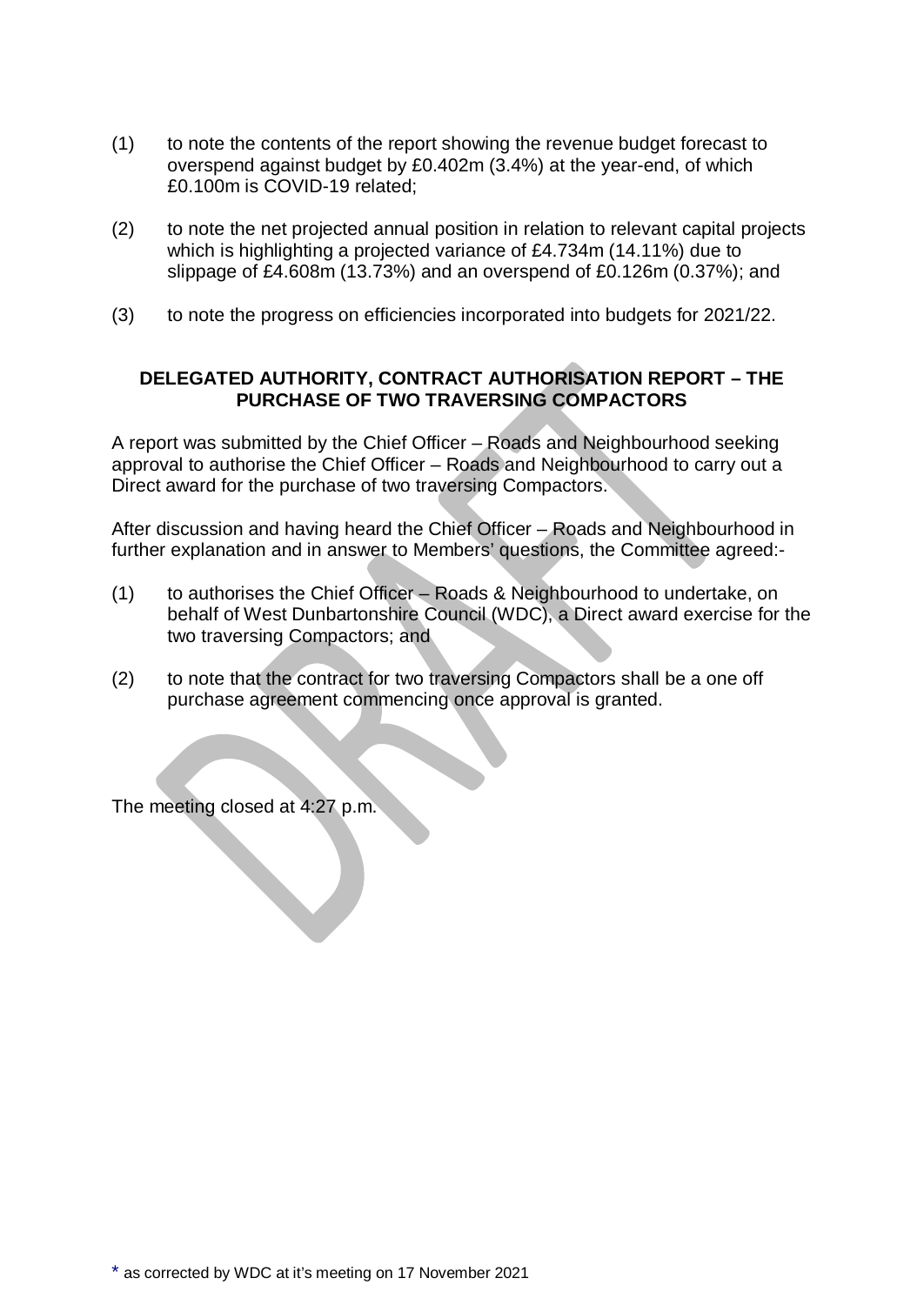(1) to note the contents of the report showing the revenue budget forecast to overspend against budget by £0.402m (3.4%) at the year-end, of which £0.100m is COVID-19 related;

(2) to note the net projected annual position in relation to relevant capital projects which is highlighting a projected variance of £4.734m (14.11%) due to slippage of £4.608m (13.73%) and an overspend of £0.126m (0.37%); and

(3) to note the progress on efficiencies incorporated into budgets for 2021/22.

**DELEGATED AUTHORITY, CONTRACT AUTHORISATION REPORT – THE PURCHASE OF TWO TRAVERSING COMPACTORS**

A report was submitted by the Chief Officer – Roads and Neighbourhood seeking approval to authorise the Chief Officer – Roads and Neighbourhood to carry out a Direct award for the purchase of two traversing Compactors.

After discussion and having heard the Chief Officer – Roads and Neighbourhood in further explanation and in answer to Members' questions, the Committee agreed:-

(1) to authorises the Chief Officer – Roads & Neighbourhood to undertake, on behalf of West Dunbartonshire Council (WDC), a Direct award exercise for the two traversing Compactors; and

(2) to note that the contract for two traversing Compactors shall be a one off purchase agreement commencing once approval is granted.

The meeting closed at 4:27 p.m.

* as corrected by WDC at it's meeting on 17 November 2021